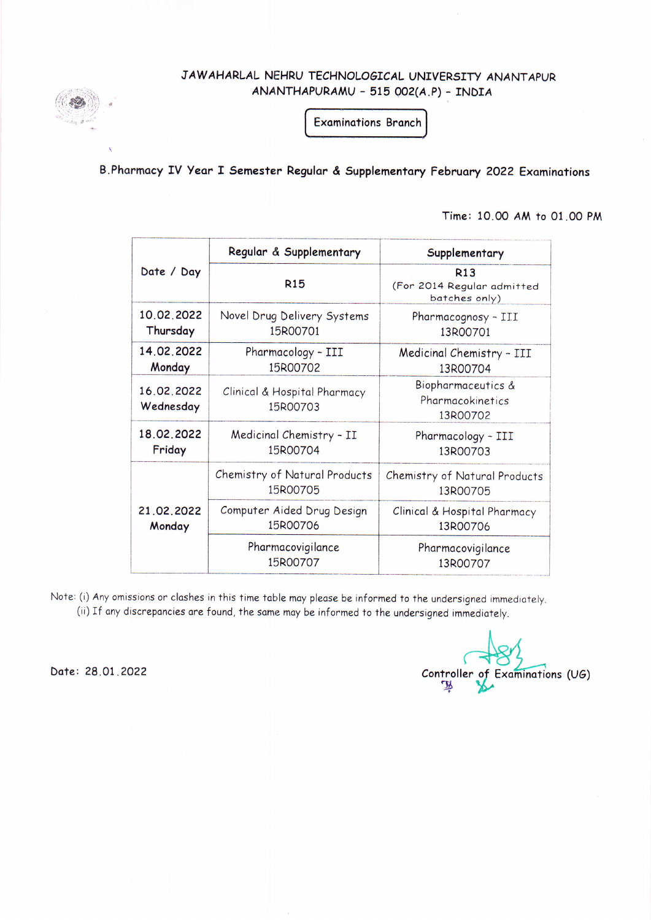# JAWAHARLAL NEHRU TECHNOLOGICAL UNIVERSITY ANANTAPUR

ANANTHAPURAMU – 515 002(A.P) – INDIA

**Examinations Branch**

## B.Pharmacy IV Year I Semester Regular & Supplementary February 2022 Examinations

Time: 10.00 AM to 01.00 PM

| Date / Day | Regular & Supplementary | Supplementary |
|---|---|---|
| | R15 | R13 (For 2014 Regular admitted batches only) |
| 10.02.2022 Thursday | Novel Drug Delivery Systems 15R00701 | Pharmacognosy – III 13R00701 |
| 14.02.2022 Monday | Pharmacology – III 15R00702 | Medicinal Chemistry – III 13R00704 |
| 16.02.2022 Wednesday | Clinical & Hospital Pharmacy 15R00703 | Biopharmaceutics & Pharmacokinetics 13R00702 |
| 18.02.2022 Friday | Medicinal Chemistry – II 15R00704 | Pharmacology – III 13R00703 |
| 21.02.2022 Monday | Chemistry of Natural Products 15R00705 | Chemistry of Natural Products 13R00705 |
| | Computer Aided Drug Design 15R00706 | Clinical & Hospital Pharmacy 13R00706 |
| | Pharmacovigilance 15R00707 | Pharmacovigilance 13R00707 |

Note: (i) Any omissions or clashes in this time table may please be informed to the undersigned immediately.
(ii) If any discrepancies are found, the same may be informed to the undersigned immediately.

Date: 28.01.2022

Controller of Examinations (UG)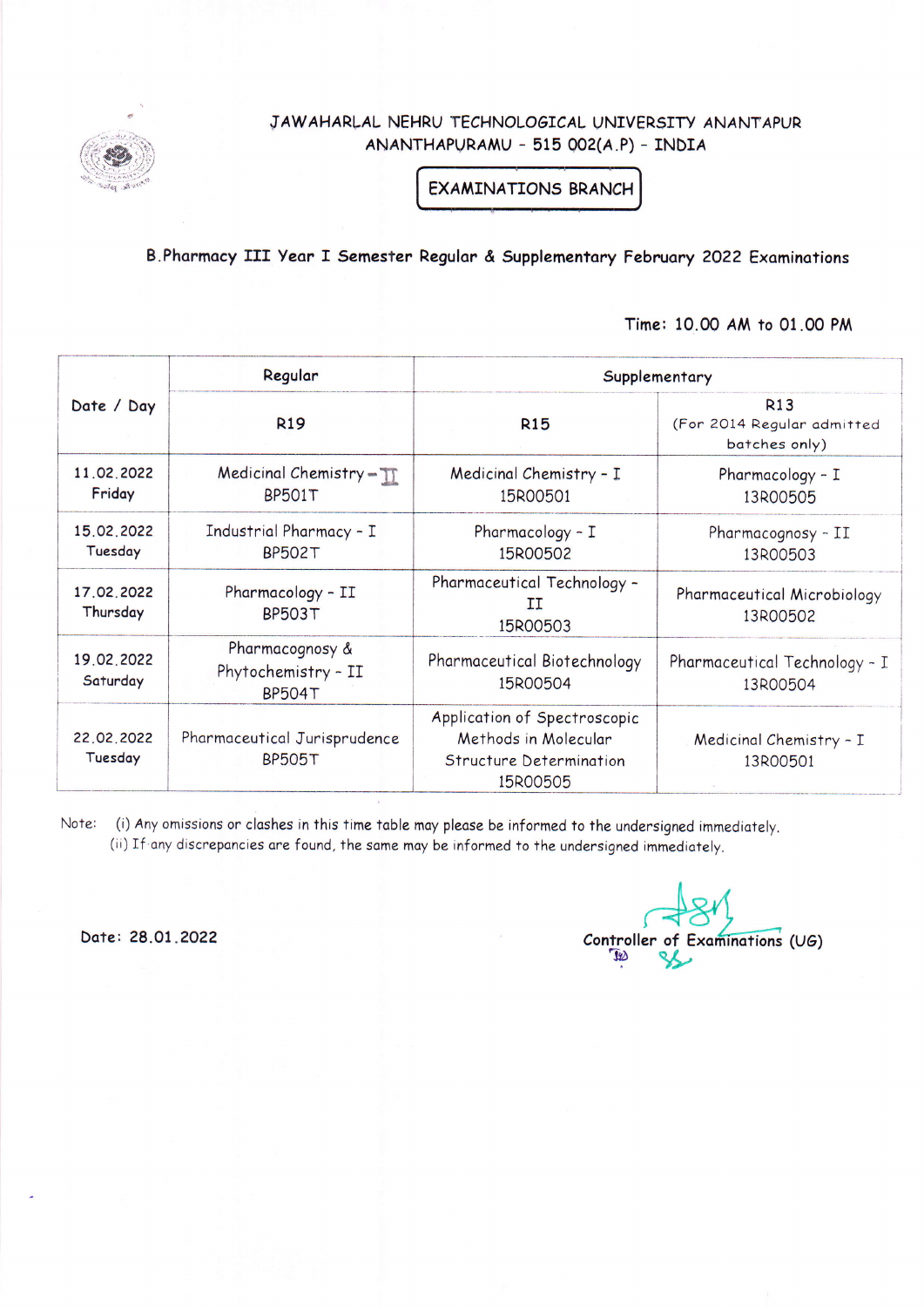# JAWAHARLAL NEHRU TECHNOLOGICAL UNIVERSITY ANANTAPUR

ANANTHAPURAMU - 515 002(A.P) - INDIA

**EXAMINATIONS BRANCH**

## B.Pharmacy III Year I Semester Regular & Supplementary February 2022 Examinations

Time: 10.00 AM to 01.00 PM

| Date / Day | Regular | Supplementary | |
|---|---|---|---|
| | R19 | R15 | R13 (For 2014 Regular admitted batches only) |
| 11.02.2022 Friday | Medicinal Chemistry – II BP501T | Medicinal Chemistry - I 15R00501 | Pharmacology - I 13R00505 |
| 15.02.2022 Tuesday | Industrial Pharmacy - I BP502T | Pharmacology - I 15R00502 | Pharmacognosy - II 13R00503 |
| 17.02.2022 Thursday | Pharmacology - II BP503T | Pharmaceutical Technology - II 15R00503 | Pharmaceutical Microbiology 13R00502 |
| 19.02.2022 Saturday | Pharmacognosy & Phytochemistry - II BP504T | Pharmaceutical Biotechnology 15R00504 | Pharmaceutical Technology - I 13R00504 |
| 22.02.2022 Tuesday | Pharmaceutical Jurisprudence BP505T | Application of Spectroscopic Methods in Molecular Structure Determination 15R00505 | Medicinal Chemistry - I 13R00501 |

Note: (i) Any omissions or clashes in this time table may please be informed to the undersigned immediately.
(ii) If any discrepancies are found, the same may be informed to the undersigned immediately.

Date: 28.01.2022

Controller of Examinations (UG)